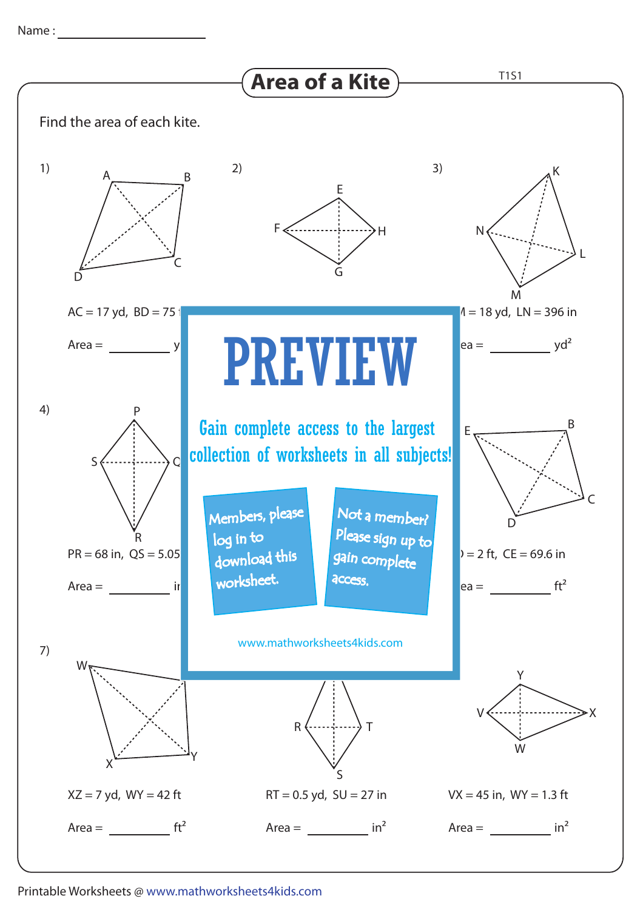Name : ____________________

# Area of a Kite

T1S1

Find the area of each kite.

1)

AC = 17 yd, BD = 75 f

Area = ________ y

2)

3)

M = 18 yd, LN = 396 in

Area = ________ $yd^2$

**PREVIEW**

Gain complete access to the largest collection of worksheets in all subjects!

Members, please log in to download this worksheet.

Not a member? Please sign up to gain complete access.

www.mathworksheets4kids.com

4)

PR = 68 in, QS = 5.05

Area = ________ in

D = 2 ft, CE = 69.6 in

Area = ________ $ft^2$

7)

XZ = 7 yd, WY = 42 ft

Area = ________ $ft^2$

RT = 0.5 yd, SU = 27 in

Area = ________ $in^2$

VX = 45 in, WY = 1.3 ft

Area = ________ $in^2$

Printable Worksheets @ www.mathworksheets4kids.com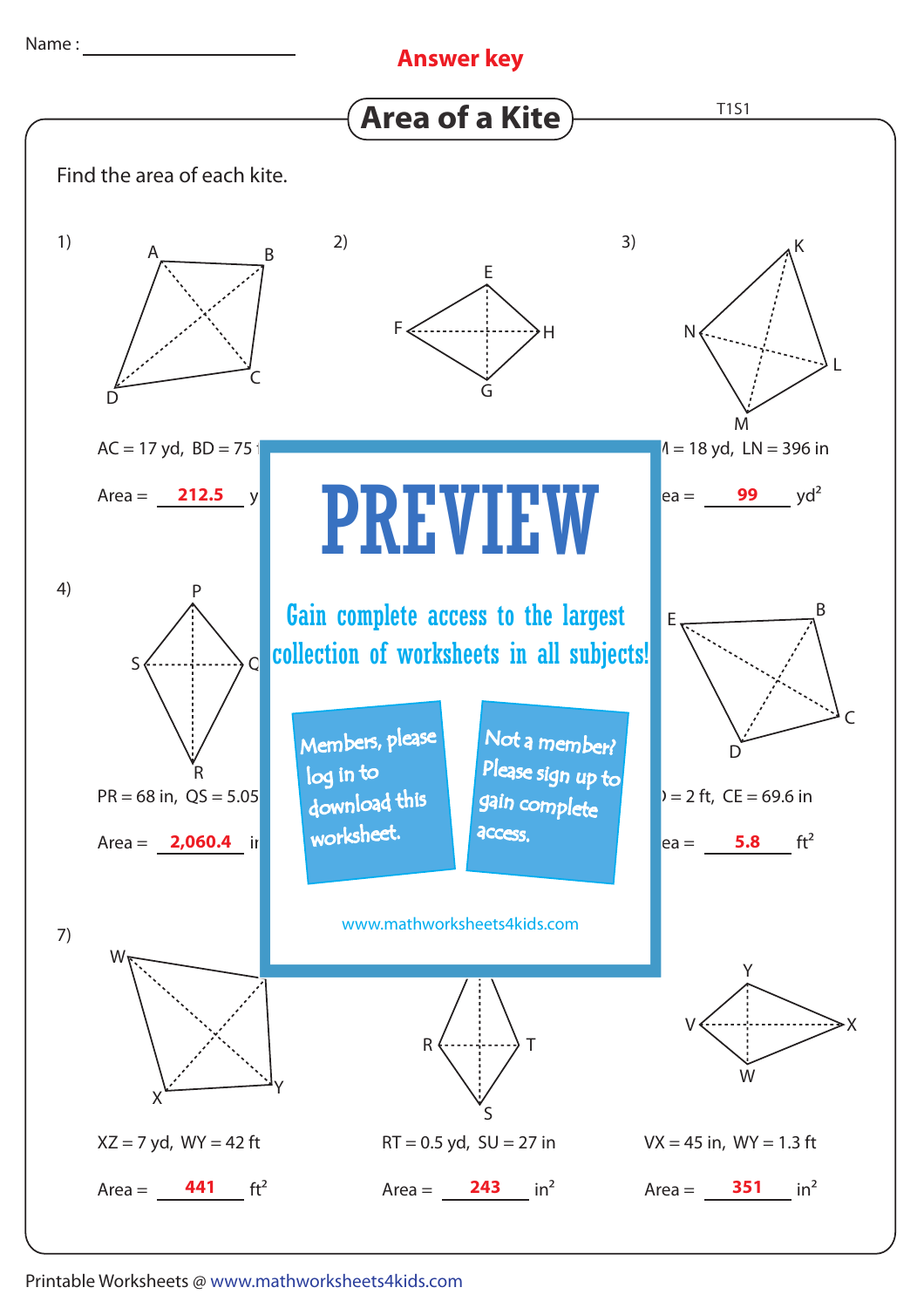Name : ________________

**Answer key**

# Area of a Kite

T1S1

Find the area of each kite.

1)

A, B, C, D

AC = 17 yd, BD = 75 f

Area = **212.5** y

2)

E, F, G, H

3)

K, L, M, N

M = 18 yd, LN = 396 in

ea = **99** yd²

4)

P, Q, R, S

PR = 68 in, QS = 5.05

Area = **2,060.4** in

E, B, C, D

) = 2 ft, CE = 69.6 in

ea = **5.8** ft²

**PREVIEW**

Gain complete access to the largest collection of worksheets in all subjects!

Members, please log in to download this worksheet.

Not a member? Please sign up to gain complete access.

www.mathworksheets4kids.com

7)

W, X, Y

XZ = 7 yd, WY = 42 ft

Area = **441** ft²

R, S, T

RT = 0.5 yd, SU = 27 in

Area = **243** in²

V, W, X, Y

VX = 45 in, WY = 1.3 ft

Area = **351** in²

Printable Worksheets @ www.mathworksheets4kids.com